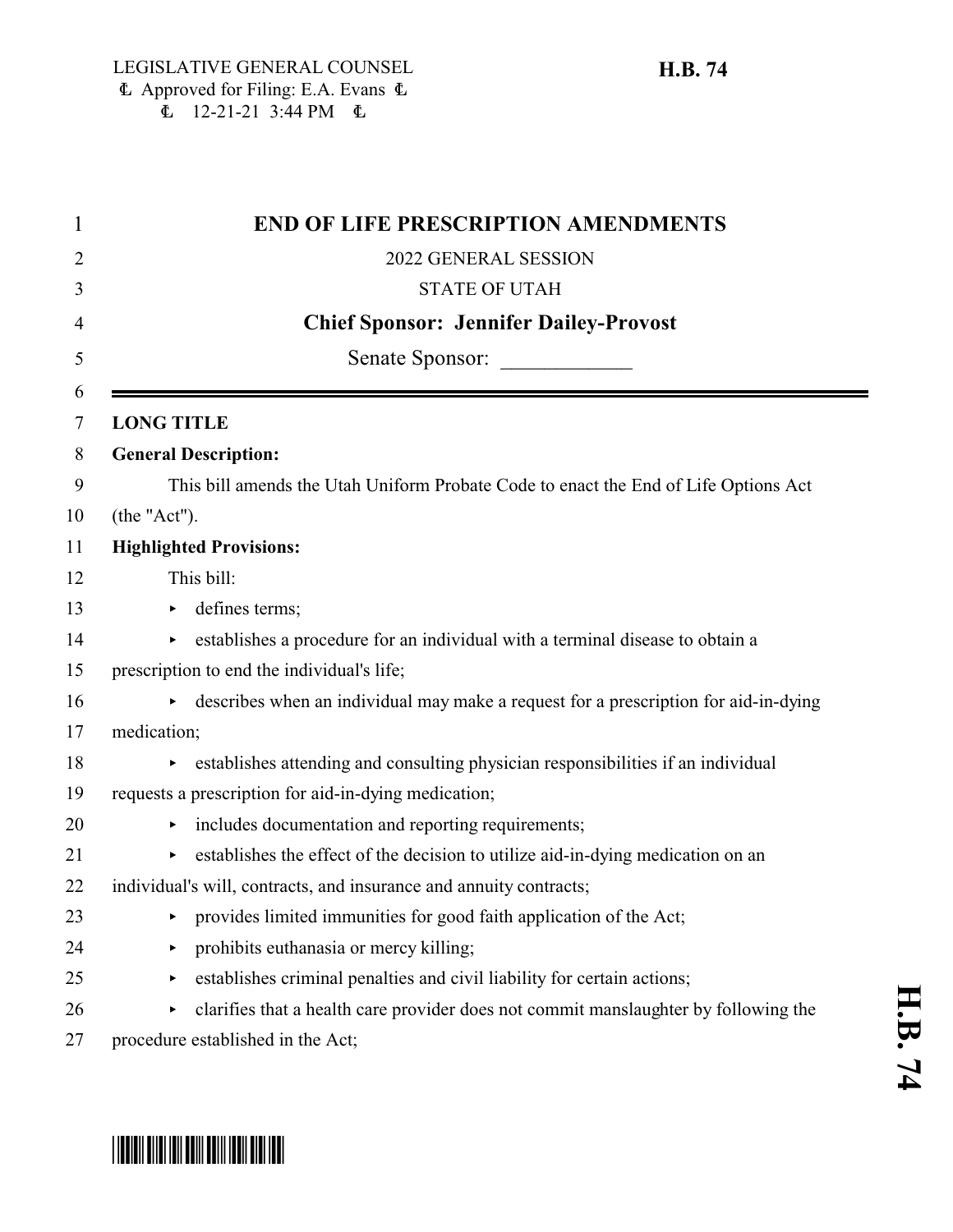LEGISLATIVE GENERAL COUNSEL
Approved for Filing: E.A. Evans
12-21-21 3:44 PM

**H.B. 74**

# END OF LIFE PRESCRIPTION AMENDMENTS

2022 GENERAL SESSION

STATE OF UTAH

**Chief Sponsor: Jennifer Dailey-Provost**

Senate Sponsor: ____________

---

**LONG TITLE**

**General Description:**

This bill amends the Utah Uniform Probate Code to enact the End of Life Options Act (the "Act").

**Highlighted Provisions:**

This bill:

- defines terms;
- establishes a procedure for an individual with a terminal disease to obtain a prescription to end the individual's life;
- describes when an individual may make a request for a prescription for aid-in-dying medication;
- establishes attending and consulting physician responsibilities if an individual requests a prescription for aid-in-dying medication;
- includes documentation and reporting requirements;
- establishes the effect of the decision to utilize aid-in-dying medication on an individual's will, contracts, and insurance and annuity contracts;
- provides limited immunities for good faith application of the Act;
- prohibits euthanasia or mercy killing;
- establishes criminal penalties and civil liability for certain actions;
- clarifies that a health care provider does not commit manslaughter by following the procedure established in the Act;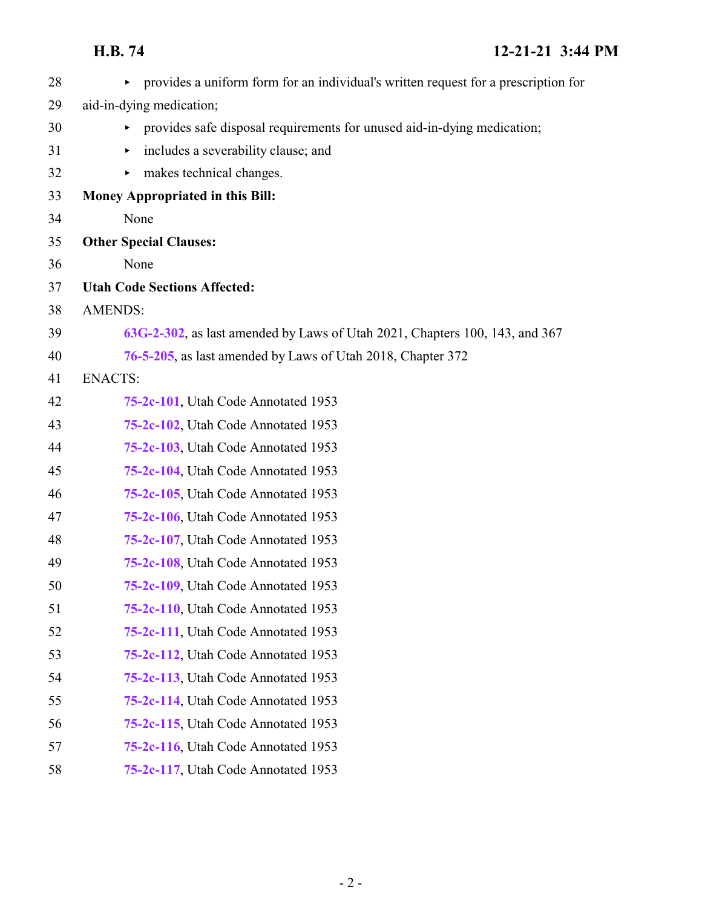- provides a uniform form for an individual's written request for a prescription for aid-in-dying medication;
- provides safe disposal requirements for unused aid-in-dying medication;
- includes a severability clause; and
- makes technical changes.

**Money Appropriated in this Bill:**

None

**Other Special Clauses:**

None

**Utah Code Sections Affected:**

AMENDS:

63G-2-302, as last amended by Laws of Utah 2021, Chapters 100, 143, and 367

76-5-205, as last amended by Laws of Utah 2018, Chapter 372

ENACTS:

75-2c-101, Utah Code Annotated 1953

75-2c-102, Utah Code Annotated 1953

75-2c-103, Utah Code Annotated 1953

75-2c-104, Utah Code Annotated 1953

75-2c-105, Utah Code Annotated 1953

75-2c-106, Utah Code Annotated 1953

75-2c-107, Utah Code Annotated 1953

75-2c-108, Utah Code Annotated 1953

75-2c-109, Utah Code Annotated 1953

75-2c-110, Utah Code Annotated 1953

75-2c-111, Utah Code Annotated 1953

75-2c-112, Utah Code Annotated 1953

75-2c-113, Utah Code Annotated 1953

75-2c-114, Utah Code Annotated 1953

75-2c-115, Utah Code Annotated 1953

75-2c-116, Utah Code Annotated 1953

75-2c-117, Utah Code Annotated 1953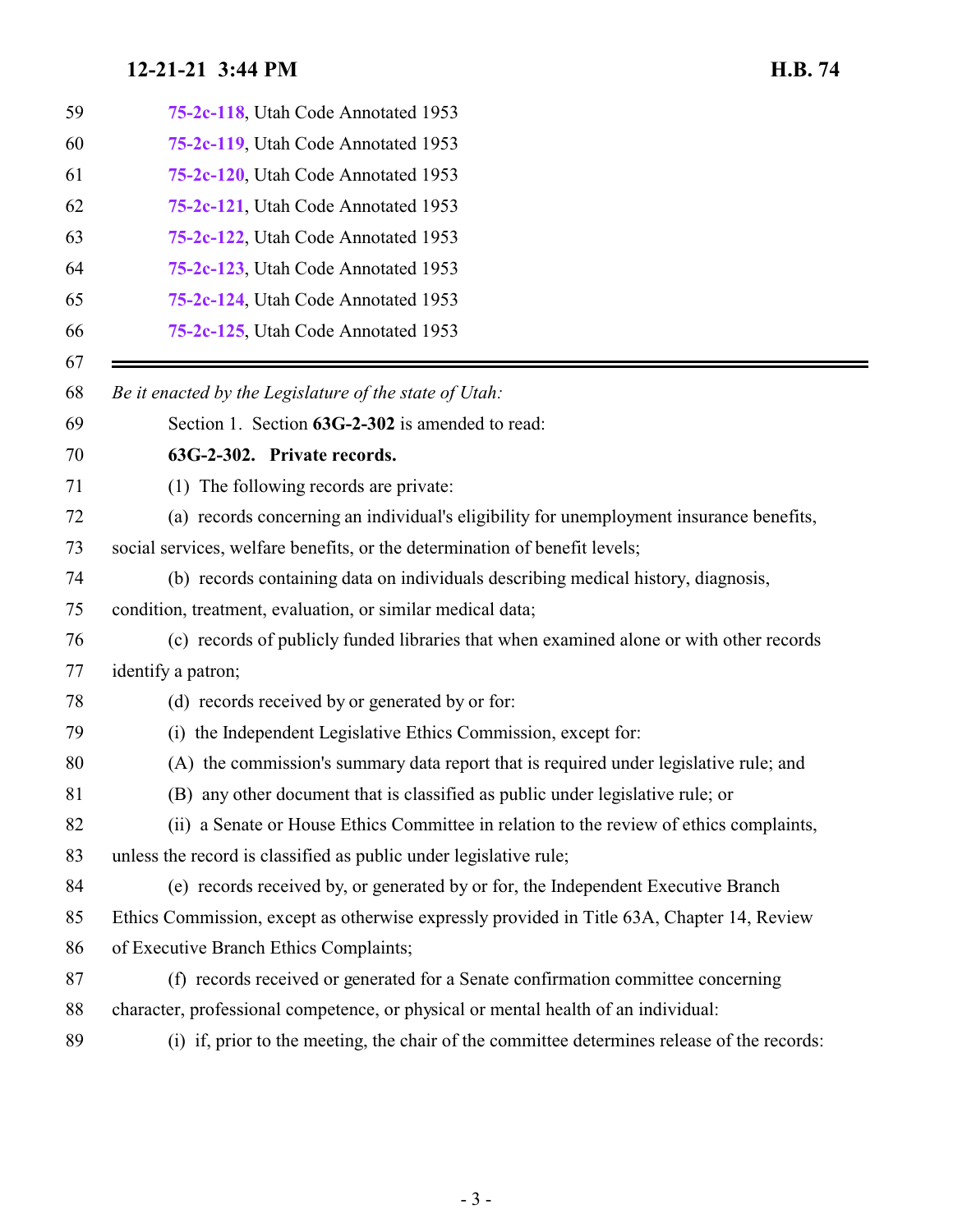75-2c-118, Utah Code Annotated 1953

75-2c-119, Utah Code Annotated 1953

75-2c-120, Utah Code Annotated 1953

75-2c-121, Utah Code Annotated 1953

75-2c-122, Utah Code Annotated 1953

75-2c-123, Utah Code Annotated 1953

75-2c-124, Utah Code Annotated 1953

75-2c-125, Utah Code Annotated 1953

---

*Be it enacted by the Legislature of the state of Utah:*

Section 1. Section **63G-2-302** is amended to read:

**63G-2-302. Private records.**

(1) The following records are private:

(a) records concerning an individual's eligibility for unemployment insurance benefits, social services, welfare benefits, or the determination of benefit levels;

(b) records containing data on individuals describing medical history, diagnosis, condition, treatment, evaluation, or similar medical data;

(c) records of publicly funded libraries that when examined alone or with other records identify a patron;

(d) records received by or generated by or for:

(i) the Independent Legislative Ethics Commission, except for:

(A) the commission's summary data report that is required under legislative rule; and

(B) any other document that is classified as public under legislative rule; or

(ii) a Senate or House Ethics Committee in relation to the review of ethics complaints, unless the record is classified as public under legislative rule;

(e) records received by, or generated by or for, the Independent Executive Branch Ethics Commission, except as otherwise expressly provided in Title 63A, Chapter 14, Review of Executive Branch Ethics Complaints;

(f) records received or generated for a Senate confirmation committee concerning character, professional competence, or physical or mental health of an individual:

(i) if, prior to the meeting, the chair of the committee determines release of the records: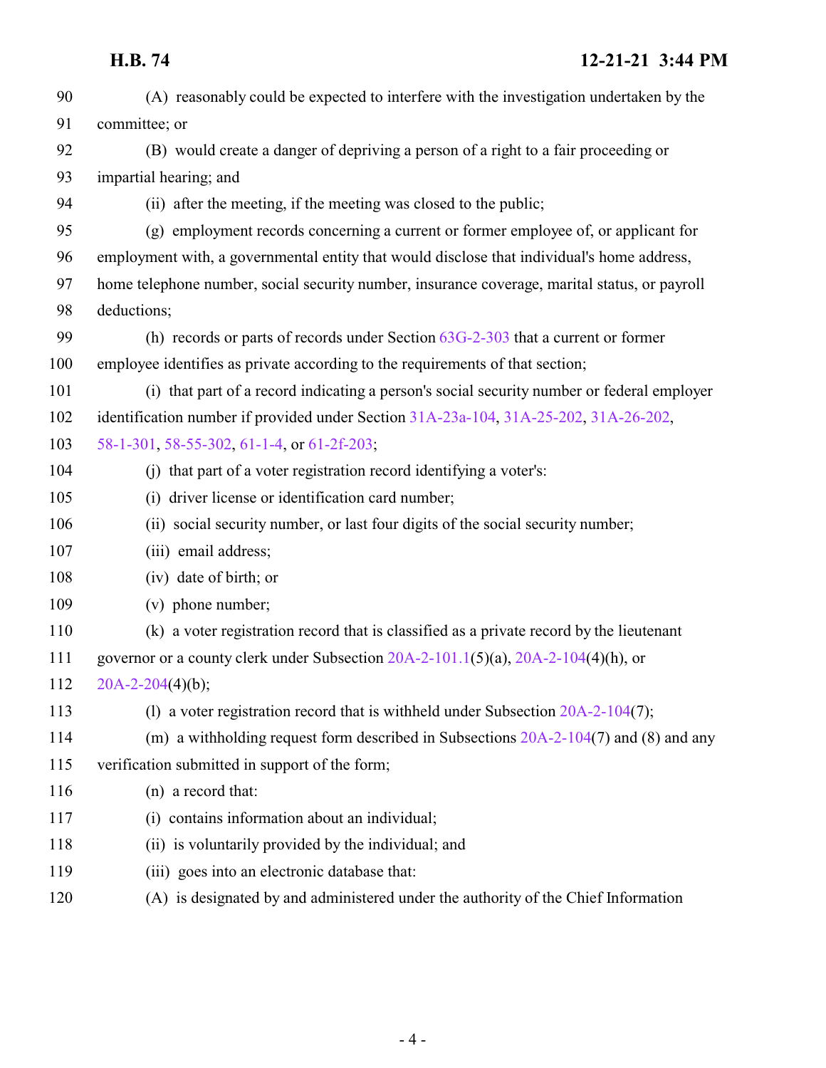(A) reasonably could be expected to interfere with the investigation undertaken by the committee; or

(B) would create a danger of depriving a person of a right to a fair proceeding or impartial hearing; and

(ii) after the meeting, if the meeting was closed to the public;

(g) employment records concerning a current or former employee of, or applicant for employment with, a governmental entity that would disclose that individual's home address, home telephone number, social security number, insurance coverage, marital status, or payroll deductions;

(h) records or parts of records under Section 63G-2-303 that a current or former employee identifies as private according to the requirements of that section;

(i) that part of a record indicating a person's social security number or federal employer identification number if provided under Section 31A-23a-104, 31A-25-202, 31A-26-202, 58-1-301, 58-55-302, 61-1-4, or 61-2f-203;

(j) that part of a voter registration record identifying a voter's:

(i) driver license or identification card number;

(ii) social security number, or last four digits of the social security number;

(iii) email address;

(iv) date of birth; or

(v) phone number;

(k) a voter registration record that is classified as a private record by the lieutenant governor or a county clerk under Subsection 20A-2-101.1(5)(a), 20A-2-104(4)(h), or 20A-2-204(4)(b);

(l) a voter registration record that is withheld under Subsection 20A-2-104(7);

(m) a withholding request form described in Subsections 20A-2-104(7) and (8) and any verification submitted in support of the form;

(n) a record that:

(i) contains information about an individual;

(ii) is voluntarily provided by the individual; and

(iii) goes into an electronic database that:

(A) is designated by and administered under the authority of the Chief Information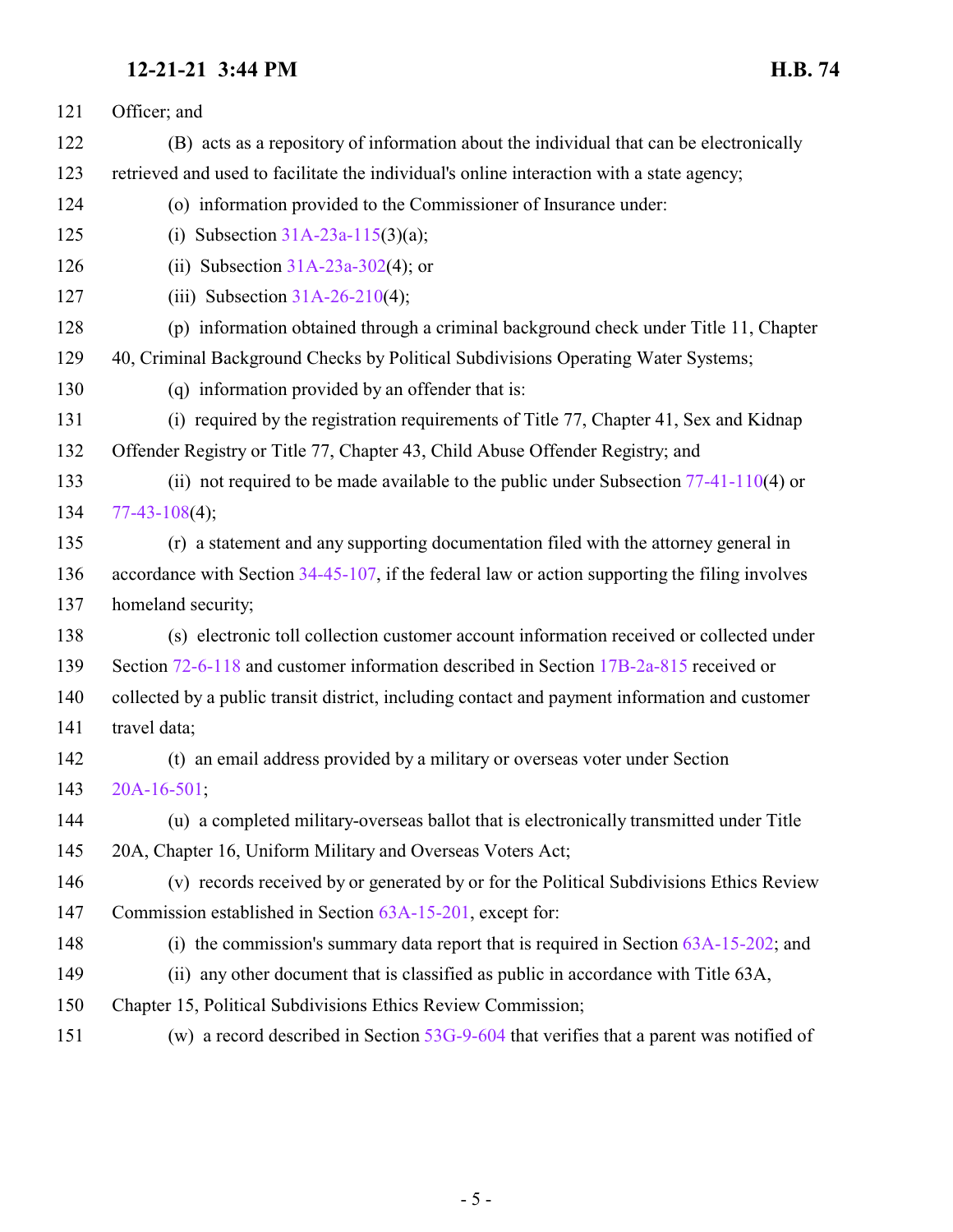Officer; and

(B) acts as a repository of information about the individual that can be electronically retrieved and used to facilitate the individual's online interaction with a state agency;

(o) information provided to the Commissioner of Insurance under:

(i) Subsection 31A-23a-115(3)(a);

(ii) Subsection 31A-23a-302(4); or

(iii) Subsection 31A-26-210(4);

(p) information obtained through a criminal background check under Title 11, Chapter 40, Criminal Background Checks by Political Subdivisions Operating Water Systems;

(q) information provided by an offender that is:

(i) required by the registration requirements of Title 77, Chapter 41, Sex and Kidnap Offender Registry or Title 77, Chapter 43, Child Abuse Offender Registry; and

(ii) not required to be made available to the public under Subsection 77-41-110(4) or 77-43-108(4);

(r) a statement and any supporting documentation filed with the attorney general in accordance with Section 34-45-107, if the federal law or action supporting the filing involves homeland security;

(s) electronic toll collection customer account information received or collected under Section 72-6-118 and customer information described in Section 17B-2a-815 received or collected by a public transit district, including contact and payment information and customer travel data;

(t) an email address provided by a military or overseas voter under Section 20A-16-501;

(u) a completed military-overseas ballot that is electronically transmitted under Title 20A, Chapter 16, Uniform Military and Overseas Voters Act;

(v) records received by or generated by or for the Political Subdivisions Ethics Review Commission established in Section 63A-15-201, except for:

(i) the commission's summary data report that is required in Section 63A-15-202; and

(ii) any other document that is classified as public in accordance with Title 63A, Chapter 15, Political Subdivisions Ethics Review Commission;

(w) a record described in Section 53G-9-604 that verifies that a parent was notified of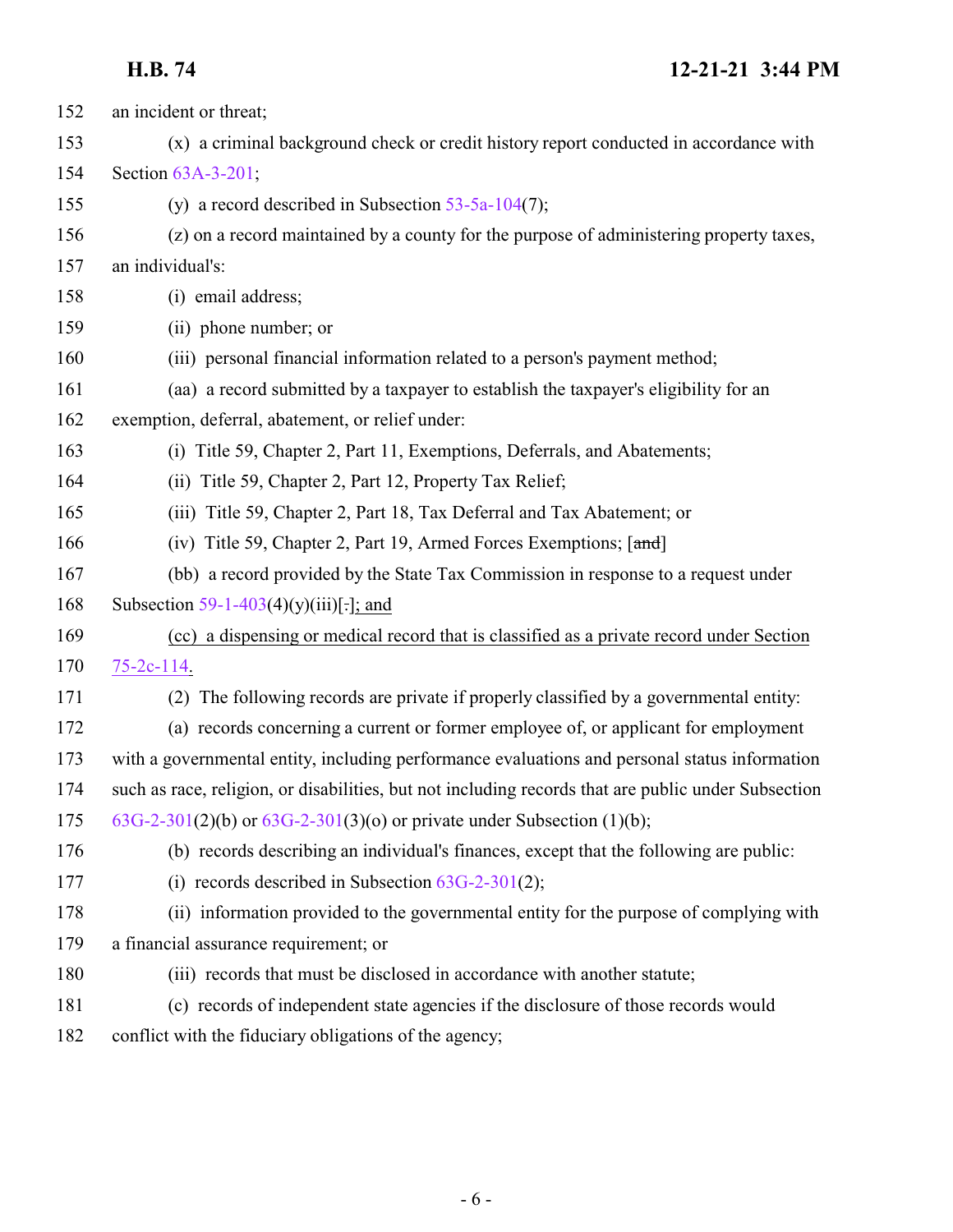an incident or threat;

(x) a criminal background check or credit history report conducted in accordance with Section 63A-3-201;

(y) a record described in Subsection 53-5a-104(7);

(z) on a record maintained by a county for the purpose of administering property taxes, an individual's:

(i) email address;

(ii) phone number; or

(iii) personal financial information related to a person's payment method;

(aa) a record submitted by a taxpayer to establish the taxpayer's eligibility for an exemption, deferral, abatement, or relief under:

(i) Title 59, Chapter 2, Part 11, Exemptions, Deferrals, and Abatements;

(ii) Title 59, Chapter 2, Part 12, Property Tax Relief;

(iii) Title 59, Chapter 2, Part 18, Tax Deferral and Tax Abatement; or

(iv) Title 59, Chapter 2, Part 19, Armed Forces Exemptions; [~~and~~]

(bb) a record provided by the State Tax Commission in response to a request under Subsection 59-1-403(4)(y)(iii)[~~.~~]; and

(cc) a dispensing or medical record that is classified as a private record under Section 75-2c-114.

(2) The following records are private if properly classified by a governmental entity:

(a) records concerning a current or former employee of, or applicant for employment with a governmental entity, including performance evaluations and personal status information such as race, religion, or disabilities, but not including records that are public under Subsection 63G-2-301(2)(b) or 63G-2-301(3)(o) or private under Subsection (1)(b);

(b) records describing an individual's finances, except that the following are public:

(i) records described in Subsection 63G-2-301(2);

(ii) information provided to the governmental entity for the purpose of complying with a financial assurance requirement; or

(iii) records that must be disclosed in accordance with another statute;

(c) records of independent state agencies if the disclosure of those records would conflict with the fiduciary obligations of the agency;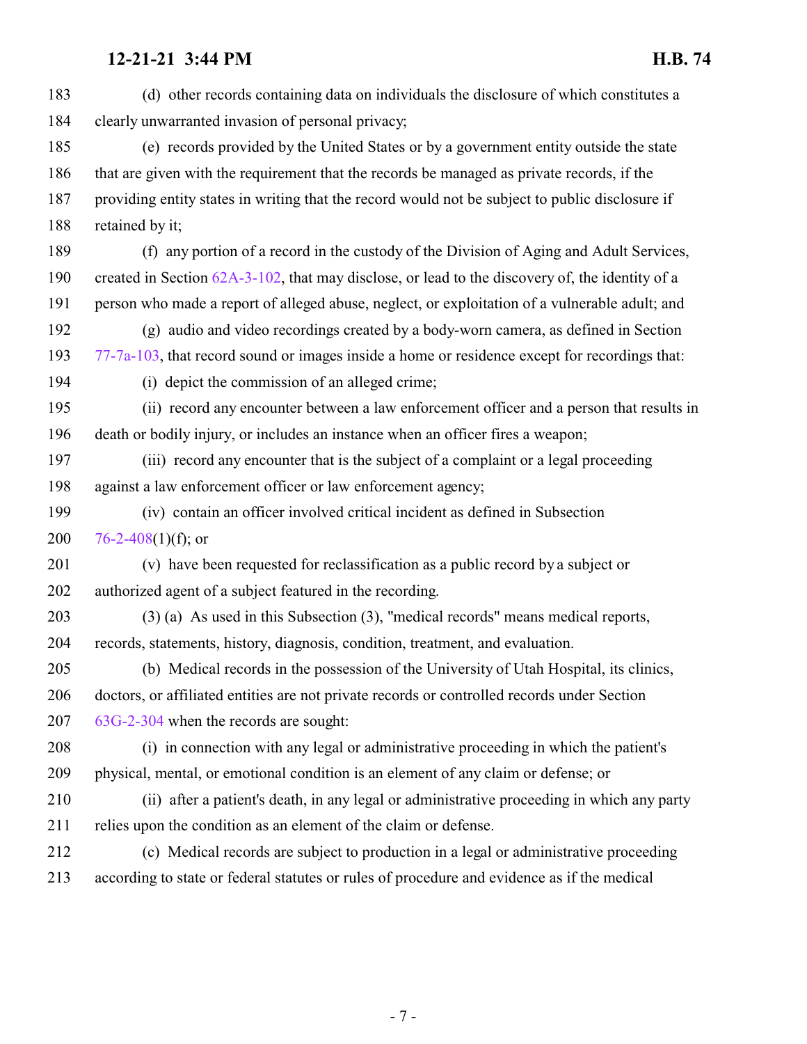(d) other records containing data on individuals the disclosure of which constitutes a clearly unwarranted invasion of personal privacy;

(e) records provided by the United States or by a government entity outside the state that are given with the requirement that the records be managed as private records, if the providing entity states in writing that the record would not be subject to public disclosure if retained by it;

(f) any portion of a record in the custody of the Division of Aging and Adult Services, created in Section 62A-3-102, that may disclose, or lead to the discovery of, the identity of a person who made a report of alleged abuse, neglect, or exploitation of a vulnerable adult; and

(g) audio and video recordings created by a body-worn camera, as defined in Section 77-7a-103, that record sound or images inside a home or residence except for recordings that:

(i) depict the commission of an alleged crime;

(ii) record any encounter between a law enforcement officer and a person that results in death or bodily injury, or includes an instance when an officer fires a weapon;

(iii) record any encounter that is the subject of a complaint or a legal proceeding against a law enforcement officer or law enforcement agency;

(iv) contain an officer involved critical incident as defined in Subsection 76-2-408(1)(f); or

(v) have been requested for reclassification as a public record by a subject or authorized agent of a subject featured in the recording.

(3) (a) As used in this Subsection (3), "medical records" means medical reports, records, statements, history, diagnosis, condition, treatment, and evaluation.

(b) Medical records in the possession of the University of Utah Hospital, its clinics, doctors, or affiliated entities are not private records or controlled records under Section 63G-2-304 when the records are sought:

(i) in connection with any legal or administrative proceeding in which the patient's physical, mental, or emotional condition is an element of any claim or defense; or

(ii) after a patient's death, in any legal or administrative proceeding in which any party relies upon the condition as an element of the claim or defense.

(c) Medical records are subject to production in a legal or administrative proceeding according to state or federal statutes or rules of procedure and evidence as if the medical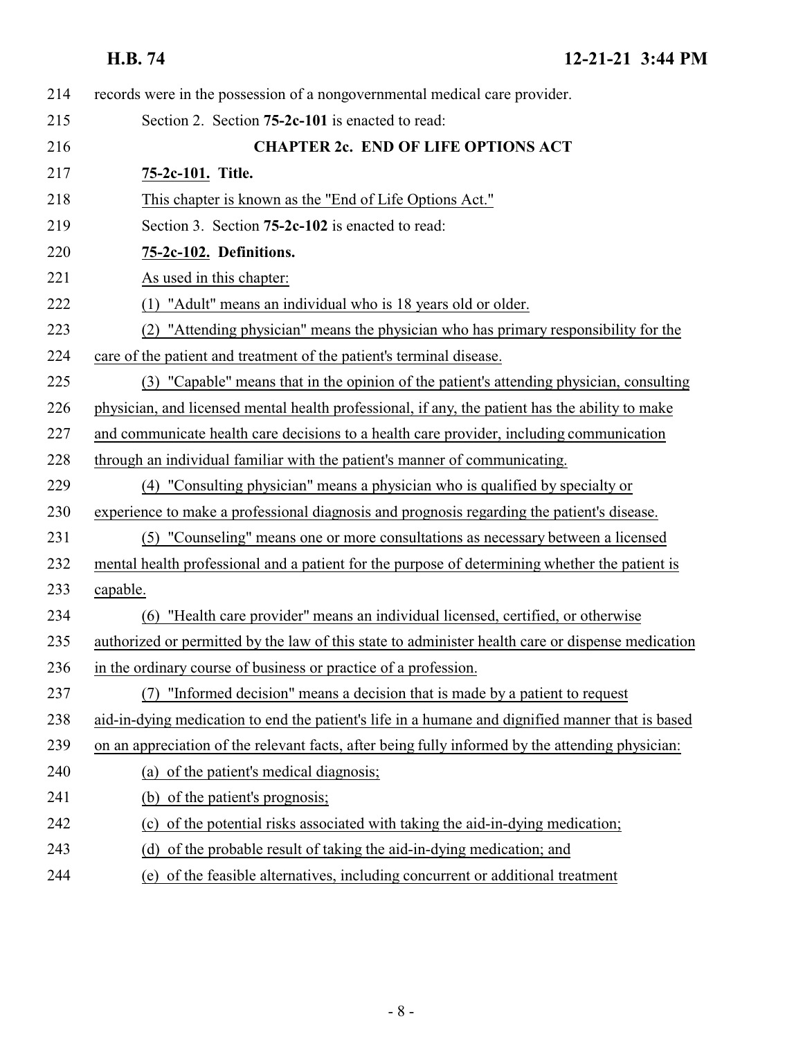records were in the possession of a nongovernmental medical care provider.

Section 2. Section **75-2c-101** is enacted to read:

**CHAPTER 2c. END OF LIFE OPTIONS ACT**

**75-2c-101. Title.**

This chapter is known as the "End of Life Options Act."

Section 3. Section **75-2c-102** is enacted to read:

**75-2c-102. Definitions.**

As used in this chapter:

(1) "Adult" means an individual who is 18 years old or older.

(2) "Attending physician" means the physician who has primary responsibility for the care of the patient and treatment of the patient's terminal disease.

(3) "Capable" means that in the opinion of the patient's attending physician, consulting physician, and licensed mental health professional, if any, the patient has the ability to make and communicate health care decisions to a health care provider, including communication through an individual familiar with the patient's manner of communicating.

(4) "Consulting physician" means a physician who is qualified by specialty or experience to make a professional diagnosis and prognosis regarding the patient's disease.

(5) "Counseling" means one or more consultations as necessary between a licensed mental health professional and a patient for the purpose of determining whether the patient is capable.

(6) "Health care provider" means an individual licensed, certified, or otherwise authorized or permitted by the law of this state to administer health care or dispense medication in the ordinary course of business or practice of a profession.

(7) "Informed decision" means a decision that is made by a patient to request aid-in-dying medication to end the patient's life in a humane and dignified manner that is based on an appreciation of the relevant facts, after being fully informed by the attending physician:

(a) of the patient's medical diagnosis;

(b) of the patient's prognosis;

(c) of the potential risks associated with taking the aid-in-dying medication;

(d) of the probable result of taking the aid-in-dying medication; and

(e) of the feasible alternatives, including concurrent or additional treatment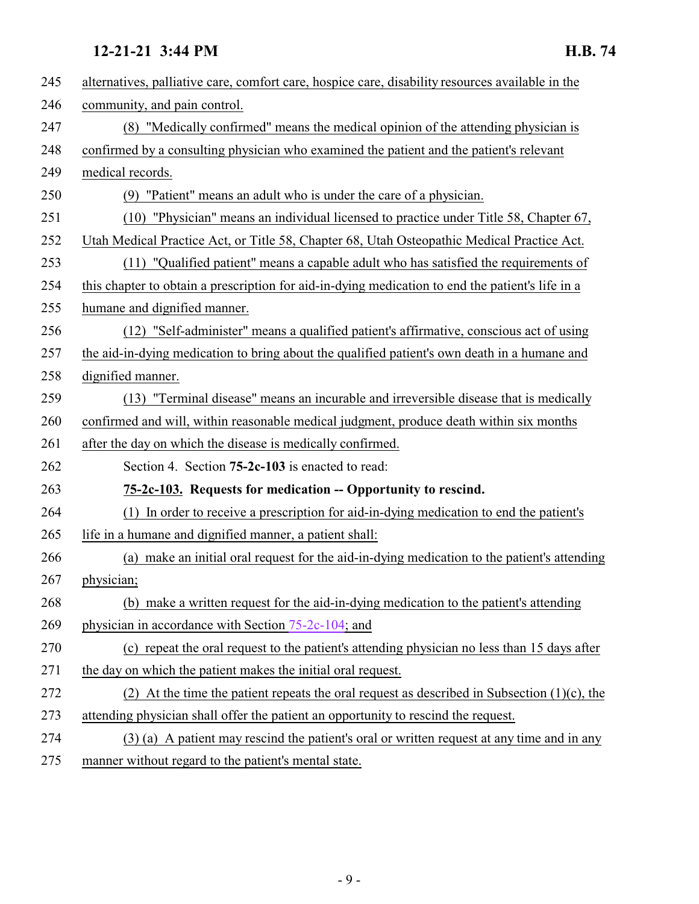alternatives, palliative care, comfort care, hospice care, disability resources available in the community, and pain control.

(8) "Medically confirmed" means the medical opinion of the attending physician is confirmed by a consulting physician who examined the patient and the patient's relevant medical records.

(9) "Patient" means an adult who is under the care of a physician.

(10) "Physician" means an individual licensed to practice under Title 58, Chapter 67, Utah Medical Practice Act, or Title 58, Chapter 68, Utah Osteopathic Medical Practice Act.

(11) "Qualified patient" means a capable adult who has satisfied the requirements of this chapter to obtain a prescription for aid-in-dying medication to end the patient's life in a humane and dignified manner.

(12) "Self-administer" means a qualified patient's affirmative, conscious act of using the aid-in-dying medication to bring about the qualified patient's own death in a humane and dignified manner.

(13) "Terminal disease" means an incurable and irreversible disease that is medically confirmed and will, within reasonable medical judgment, produce death within six months after the day on which the disease is medically confirmed.

Section 4. Section **75-2c-103** is enacted to read:

**75-2c-103. Requests for medication -- Opportunity to rescind.**

(1) In order to receive a prescription for aid-in-dying medication to end the patient's life in a humane and dignified manner, a patient shall:

(a) make an initial oral request for the aid-in-dying medication to the patient's attending physician;

(b) make a written request for the aid-in-dying medication to the patient's attending physician in accordance with Section 75-2c-104; and

(c) repeat the oral request to the patient's attending physician no less than 15 days after the day on which the patient makes the initial oral request.

(2) At the time the patient repeats the oral request as described in Subsection (1)(c), the attending physician shall offer the patient an opportunity to rescind the request.

(3) (a) A patient may rescind the patient's oral or written request at any time and in any manner without regard to the patient's mental state.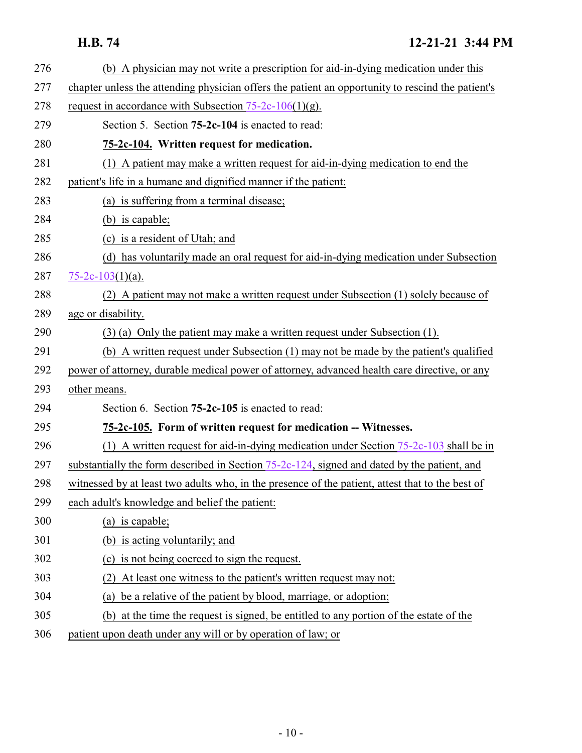(b) A physician may not write a prescription for aid-in-dying medication under this chapter unless the attending physician offers the patient an opportunity to rescind the patient's request in accordance with Subsection 75-2c-106(1)(g).

Section 5. Section **75-2c-104** is enacted to read:

**75-2c-104. Written request for medication.**

(1) A patient may make a written request for aid-in-dying medication to end the patient's life in a humane and dignified manner if the patient:

(a) is suffering from a terminal disease;

(b) is capable;

(c) is a resident of Utah; and

(d) has voluntarily made an oral request for aid-in-dying medication under Subsection 75-2c-103(1)(a).

(2) A patient may not make a written request under Subsection (1) solely because of age or disability.

(3) (a) Only the patient may make a written request under Subsection (1).

(b) A written request under Subsection (1) may not be made by the patient's qualified power of attorney, durable medical power of attorney, advanced health care directive, or any other means.

Section 6. Section **75-2c-105** is enacted to read:

**75-2c-105. Form of written request for medication -- Witnesses.**

(1) A written request for aid-in-dying medication under Section 75-2c-103 shall be in substantially the form described in Section 75-2c-124, signed and dated by the patient, and witnessed by at least two adults who, in the presence of the patient, attest that to the best of each adult's knowledge and belief the patient:

(a) is capable;

(b) is acting voluntarily; and

(c) is not being coerced to sign the request.

(2) At least one witness to the patient's written request may not:

(a) be a relative of the patient by blood, marriage, or adoption;

(b) at the time the request is signed, be entitled to any portion of the estate of the patient upon death under any will or by operation of law; or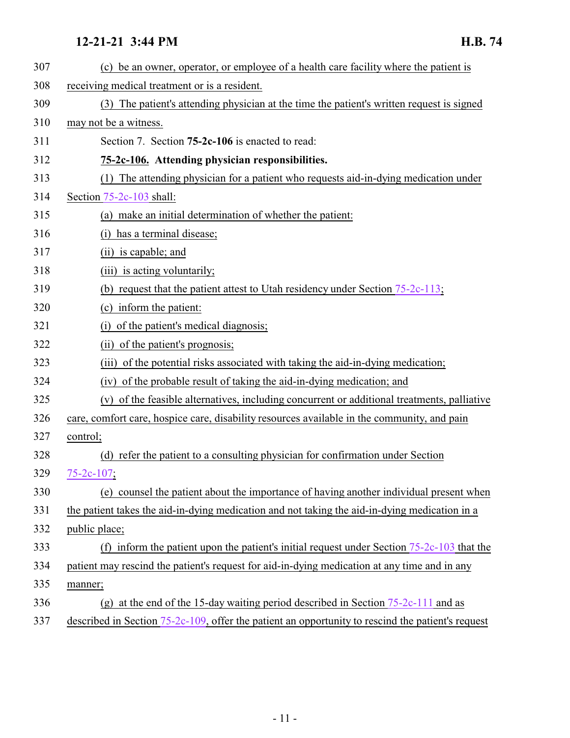(c) be an owner, operator, or employee of a health care facility where the patient is receiving medical treatment or is a resident.

(3) The patient's attending physician at the time the patient's written request is signed may not be a witness.

Section 7. Section **75-2c-106** is enacted to read:

**75-2c-106. Attending physician responsibilities.**

(1) The attending physician for a patient who requests aid-in-dying medication under Section 75-2c-103 shall:

(a) make an initial determination of whether the patient:

(i) has a terminal disease;

(ii) is capable; and

(iii) is acting voluntarily;

(b) request that the patient attest to Utah residency under Section 75-2c-113;

(c) inform the patient:

(i) of the patient's medical diagnosis;

(ii) of the patient's prognosis;

(iii) of the potential risks associated with taking the aid-in-dying medication;

(iv) of the probable result of taking the aid-in-dying medication; and

(v) of the feasible alternatives, including concurrent or additional treatments, palliative care, comfort care, hospice care, disability resources available in the community, and pain control;

(d) refer the patient to a consulting physician for confirmation under Section 75-2c-107;

(e) counsel the patient about the importance of having another individual present when the patient takes the aid-in-dying medication and not taking the aid-in-dying medication in a public place;

(f) inform the patient upon the patient's initial request under Section 75-2c-103 that the patient may rescind the patient's request for aid-in-dying medication at any time and in any manner;

(g) at the end of the 15-day waiting period described in Section 75-2c-111 and as described in Section 75-2c-109, offer the patient an opportunity to rescind the patient's request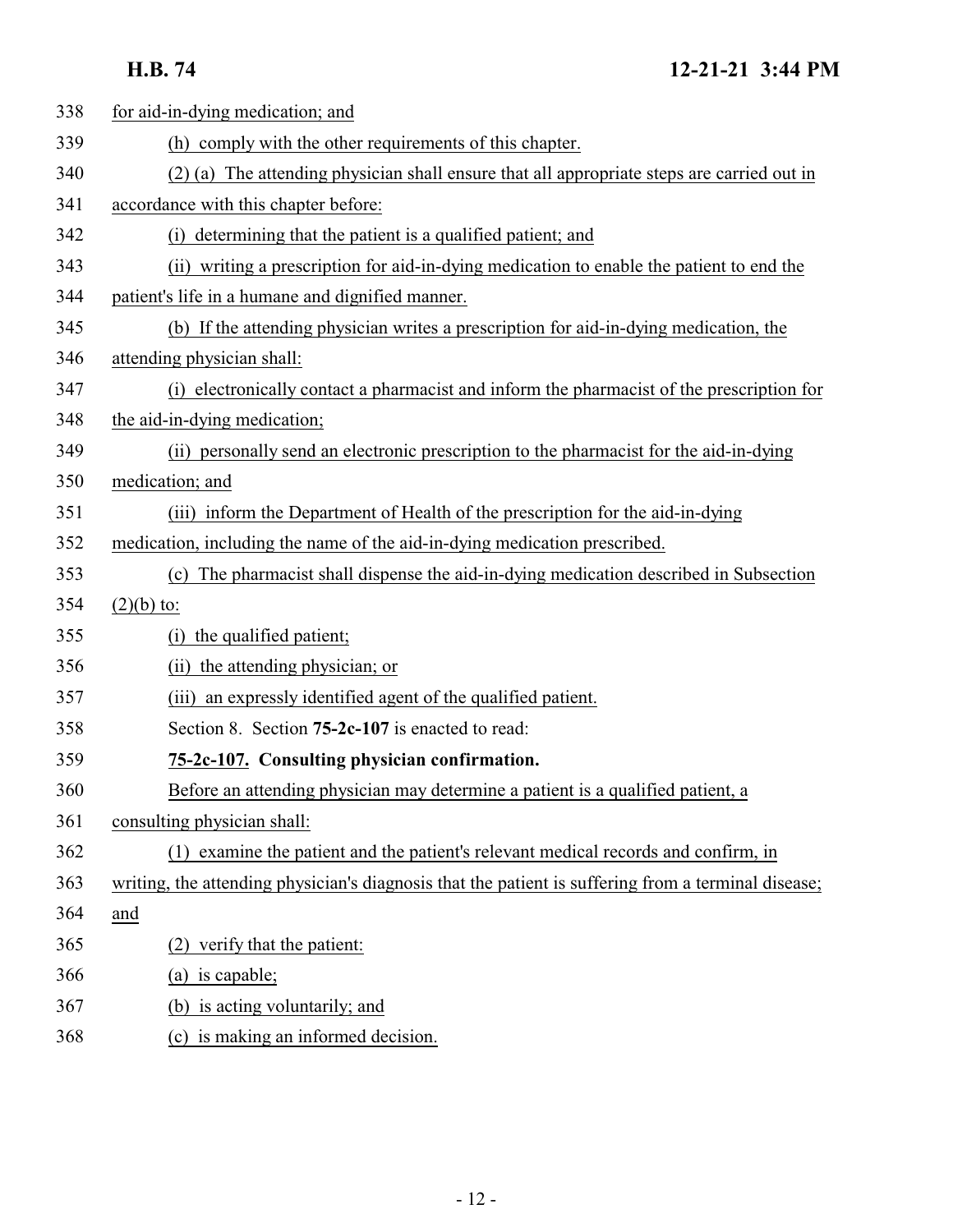for aid-in-dying medication; and

(h) comply with the other requirements of this chapter.

(2) (a) The attending physician shall ensure that all appropriate steps are carried out in accordance with this chapter before:

(i) determining that the patient is a qualified patient; and

(ii) writing a prescription for aid-in-dying medication to enable the patient to end the patient's life in a humane and dignified manner.

(b) If the attending physician writes a prescription for aid-in-dying medication, the attending physician shall:

(i) electronically contact a pharmacist and inform the pharmacist of the prescription for the aid-in-dying medication;

(ii) personally send an electronic prescription to the pharmacist for the aid-in-dying medication; and

(iii) inform the Department of Health of the prescription for the aid-in-dying medication, including the name of the aid-in-dying medication prescribed.

(c) The pharmacist shall dispense the aid-in-dying medication described in Subsection (2)(b) to:

(i) the qualified patient;

(ii) the attending physician; or

(iii) an expressly identified agent of the qualified patient.

Section 8. Section **75-2c-107** is enacted to read:

**75-2c-107. Consulting physician confirmation.**

Before an attending physician may determine a patient is a qualified patient, a consulting physician shall:

(1) examine the patient and the patient's relevant medical records and confirm, in writing, the attending physician's diagnosis that the patient is suffering from a terminal disease; and

(2) verify that the patient:

(a) is capable;

(b) is acting voluntarily; and

(c) is making an informed decision.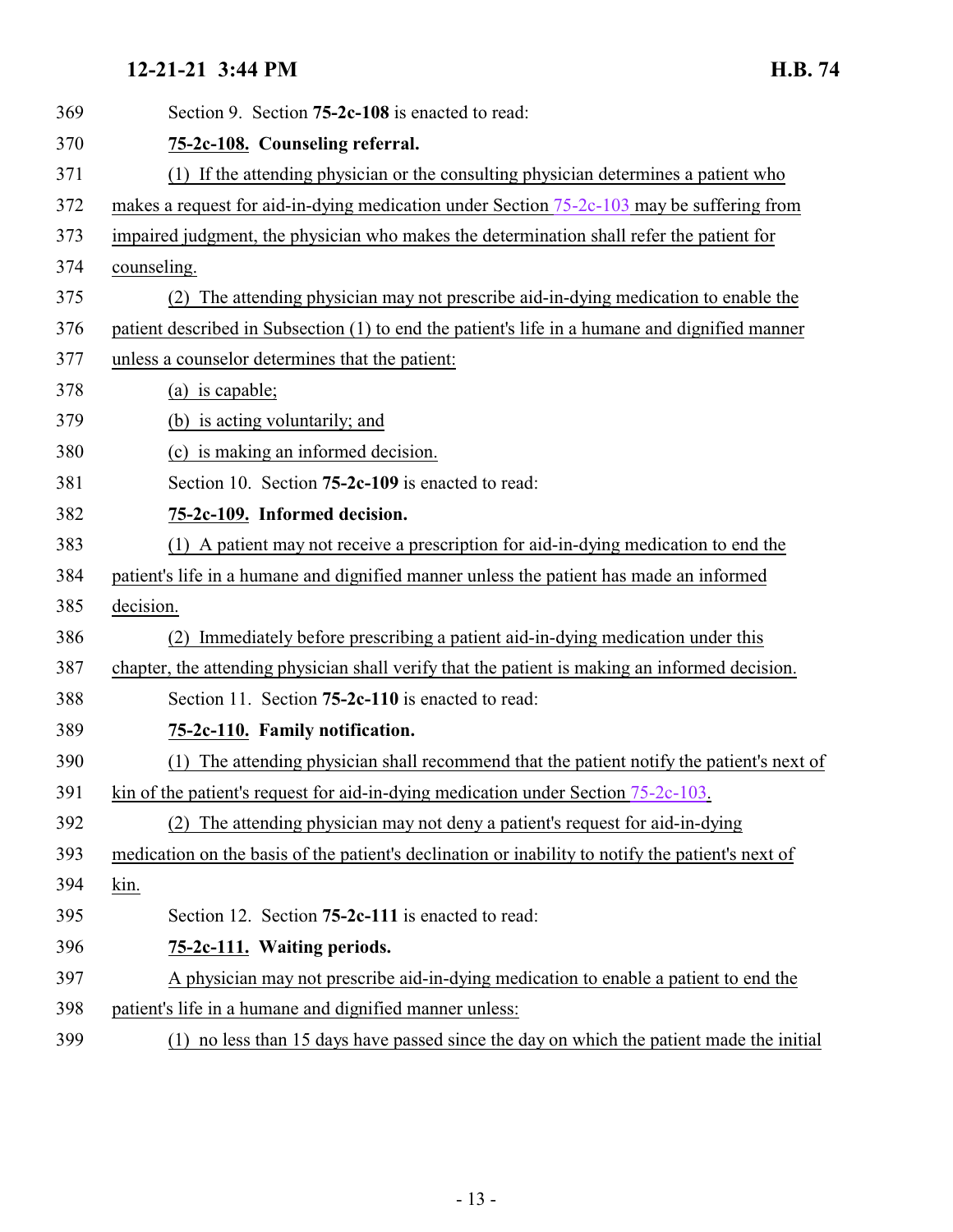Section 9. Section **75-2c-108** is enacted to read:

**75-2c-108. Counseling referral.**

(1) If the attending physician or the consulting physician determines a patient who makes a request for aid-in-dying medication under Section 75-2c-103 may be suffering from impaired judgment, the physician who makes the determination shall refer the patient for counseling.

(2) The attending physician may not prescribe aid-in-dying medication to enable the patient described in Subsection (1) to end the patient's life in a humane and dignified manner unless a counselor determines that the patient:

(a) is capable;

(b) is acting voluntarily; and

(c) is making an informed decision.

Section 10. Section **75-2c-109** is enacted to read:

**75-2c-109. Informed decision.**

(1) A patient may not receive a prescription for aid-in-dying medication to end the patient's life in a humane and dignified manner unless the patient has made an informed decision.

(2) Immediately before prescribing a patient aid-in-dying medication under this chapter, the attending physician shall verify that the patient is making an informed decision.

Section 11. Section **75-2c-110** is enacted to read:

**75-2c-110. Family notification.**

(1) The attending physician shall recommend that the patient notify the patient's next of kin of the patient's request for aid-in-dying medication under Section 75-2c-103.

(2) The attending physician may not deny a patient's request for aid-in-dying medication on the basis of the patient's declination or inability to notify the patient's next of kin.

Section 12. Section **75-2c-111** is enacted to read:

**75-2c-111. Waiting periods.**

A physician may not prescribe aid-in-dying medication to enable a patient to end the patient's life in a humane and dignified manner unless:

(1) no less than 15 days have passed since the day on which the patient made the initial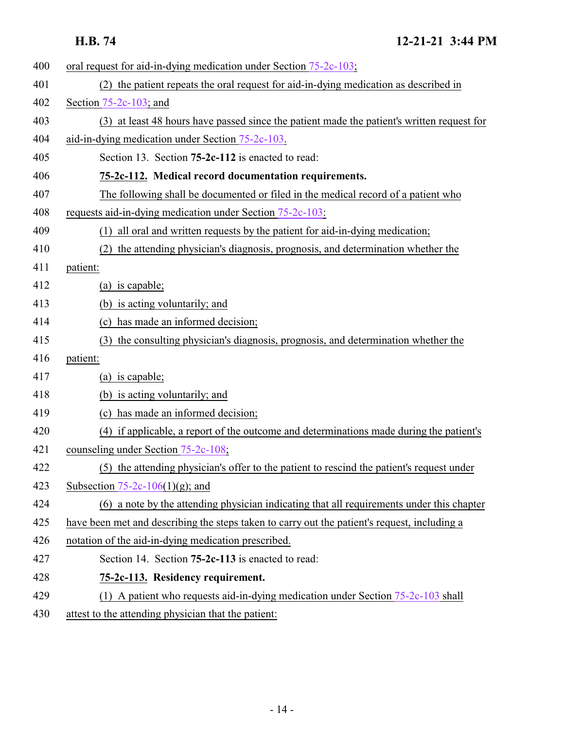oral request for aid-in-dying medication under Section 75-2c-103;

(2) the patient repeats the oral request for aid-in-dying medication as described in Section 75-2c-103; and

(3) at least 48 hours have passed since the patient made the patient's written request for aid-in-dying medication under Section 75-2c-103.

Section 13. Section **75-2c-112** is enacted to read:

**75-2c-112. Medical record documentation requirements.**

The following shall be documented or filed in the medical record of a patient who requests aid-in-dying medication under Section 75-2c-103:

(1) all oral and written requests by the patient for aid-in-dying medication;

(2) the attending physician's diagnosis, prognosis, and determination whether the patient:

(a) is capable;

(b) is acting voluntarily; and

(c) has made an informed decision;

(3) the consulting physician's diagnosis, prognosis, and determination whether the patient:

(a) is capable;

(b) is acting voluntarily; and

(c) has made an informed decision;

(4) if applicable, a report of the outcome and determinations made during the patient's counseling under Section 75-2c-108;

(5) the attending physician's offer to the patient to rescind the patient's request under Subsection 75-2c-106(1)(g); and

(6) a note by the attending physician indicating that all requirements under this chapter have been met and describing the steps taken to carry out the patient's request, including a notation of the aid-in-dying medication prescribed.

Section 14. Section **75-2c-113** is enacted to read:

**75-2c-113. Residency requirement.**

(1) A patient who requests aid-in-dying medication under Section 75-2c-103 shall attest to the attending physician that the patient: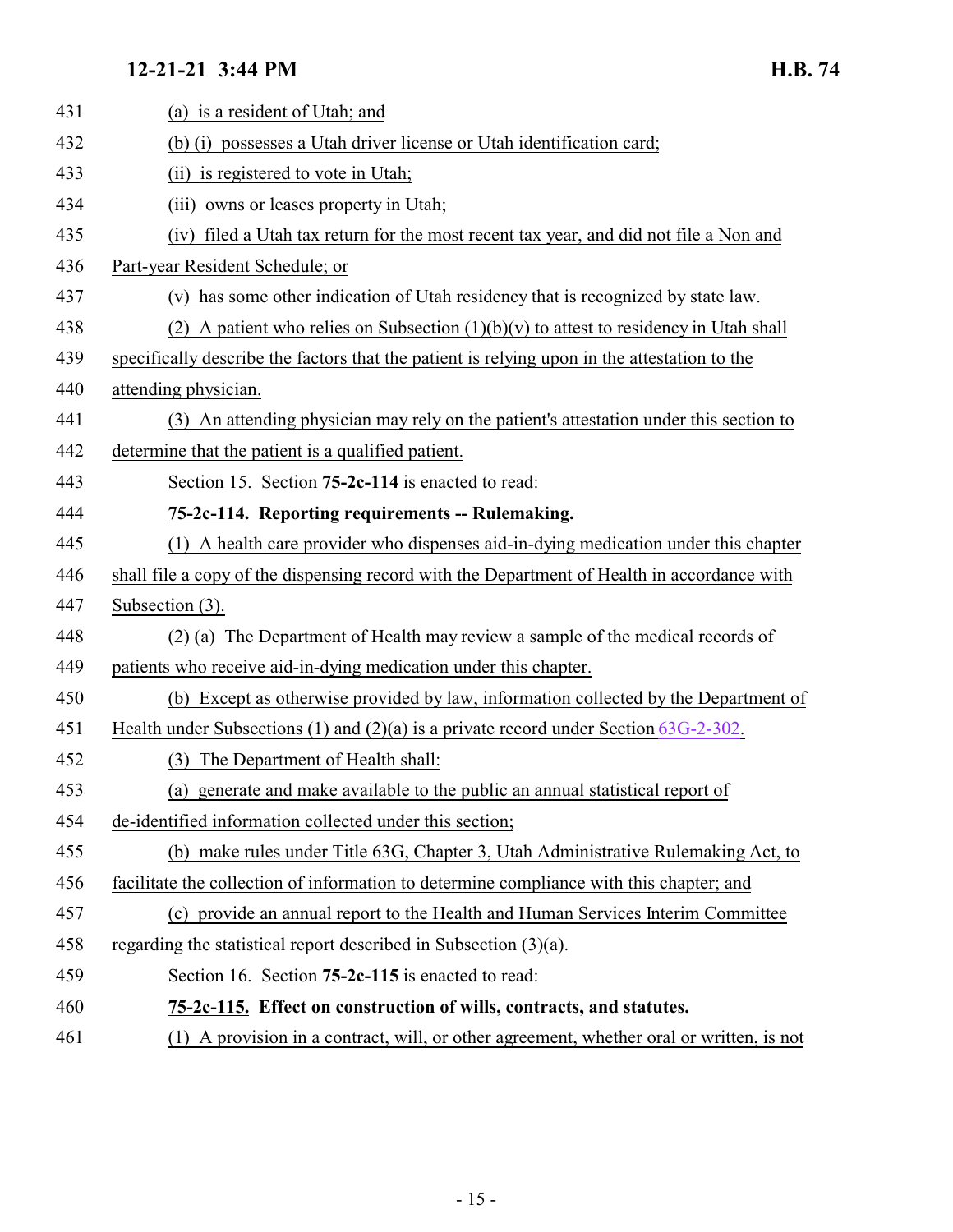(a) is a resident of Utah; and

(b) (i) possesses a Utah driver license or Utah identification card;

(ii) is registered to vote in Utah;

(iii) owns or leases property in Utah;

(iv) filed a Utah tax return for the most recent tax year, and did not file a Non and Part-year Resident Schedule; or

(v) has some other indication of Utah residency that is recognized by state law.

(2) A patient who relies on Subsection (1)(b)(v) to attest to residency in Utah shall specifically describe the factors that the patient is relying upon in the attestation to the attending physician.

(3) An attending physician may rely on the patient's attestation under this section to determine that the patient is a qualified patient.

Section 15. Section **75-2c-114** is enacted to read:

**75-2c-114. Reporting requirements -- Rulemaking.**

(1) A health care provider who dispenses aid-in-dying medication under this chapter shall file a copy of the dispensing record with the Department of Health in accordance with Subsection (3).

(2) (a) The Department of Health may review a sample of the medical records of patients who receive aid-in-dying medication under this chapter.

(b) Except as otherwise provided by law, information collected by the Department of Health under Subsections (1) and (2)(a) is a private record under Section 63G-2-302.

(3) The Department of Health shall:

(a) generate and make available to the public an annual statistical report of de-identified information collected under this section;

(b) make rules under Title 63G, Chapter 3, Utah Administrative Rulemaking Act, to facilitate the collection of information to determine compliance with this chapter; and

(c) provide an annual report to the Health and Human Services Interim Committee regarding the statistical report described in Subsection (3)(a).

Section 16. Section **75-2c-115** is enacted to read:

**75-2c-115. Effect on construction of wills, contracts, and statutes.**

(1) A provision in a contract, will, or other agreement, whether oral or written, is not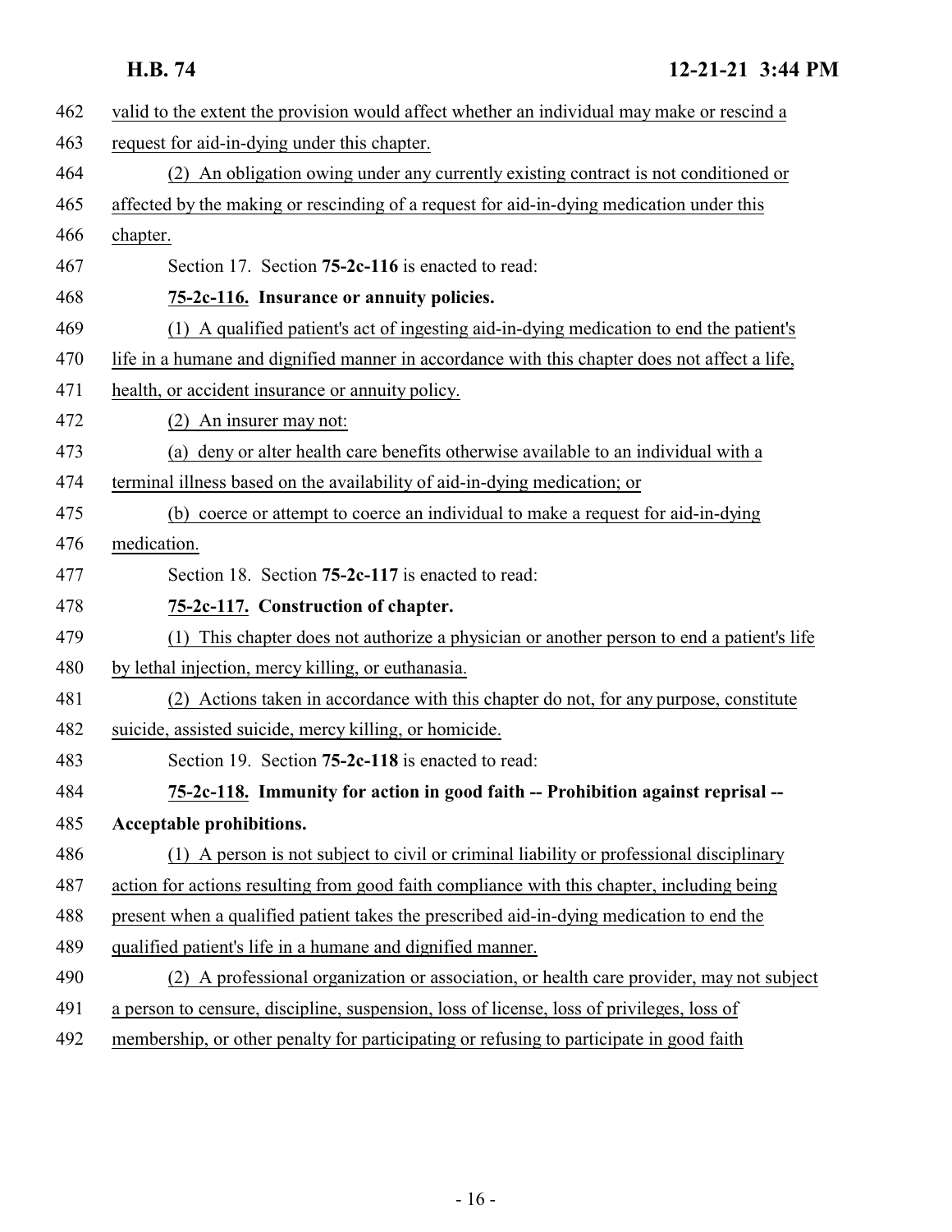valid to the extent the provision would affect whether an individual may make or rescind a request for aid-in-dying under this chapter.

(2) An obligation owing under any currently existing contract is not conditioned or affected by the making or rescinding of a request for aid-in-dying medication under this chapter.

Section 17. Section **75-2c-116** is enacted to read:

**75-2c-116. Insurance or annuity policies.**

(1) A qualified patient's act of ingesting aid-in-dying medication to end the patient's life in a humane and dignified manner in accordance with this chapter does not affect a life, health, or accident insurance or annuity policy.

(2) An insurer may not:

(a) deny or alter health care benefits otherwise available to an individual with a terminal illness based on the availability of aid-in-dying medication; or

(b) coerce or attempt to coerce an individual to make a request for aid-in-dying medication.

Section 18. Section **75-2c-117** is enacted to read:

**75-2c-117. Construction of chapter.**

(1) This chapter does not authorize a physician or another person to end a patient's life by lethal injection, mercy killing, or euthanasia.

(2) Actions taken in accordance with this chapter do not, for any purpose, constitute suicide, assisted suicide, mercy killing, or homicide.

Section 19. Section **75-2c-118** is enacted to read:

**75-2c-118. Immunity for action in good faith -- Prohibition against reprisal -- Acceptable prohibitions.**

(1) A person is not subject to civil or criminal liability or professional disciplinary action for actions resulting from good faith compliance with this chapter, including being present when a qualified patient takes the prescribed aid-in-dying medication to end the qualified patient's life in a humane and dignified manner.

(2) A professional organization or association, or health care provider, may not subject a person to censure, discipline, suspension, loss of license, loss of privileges, loss of membership, or other penalty for participating or refusing to participate in good faith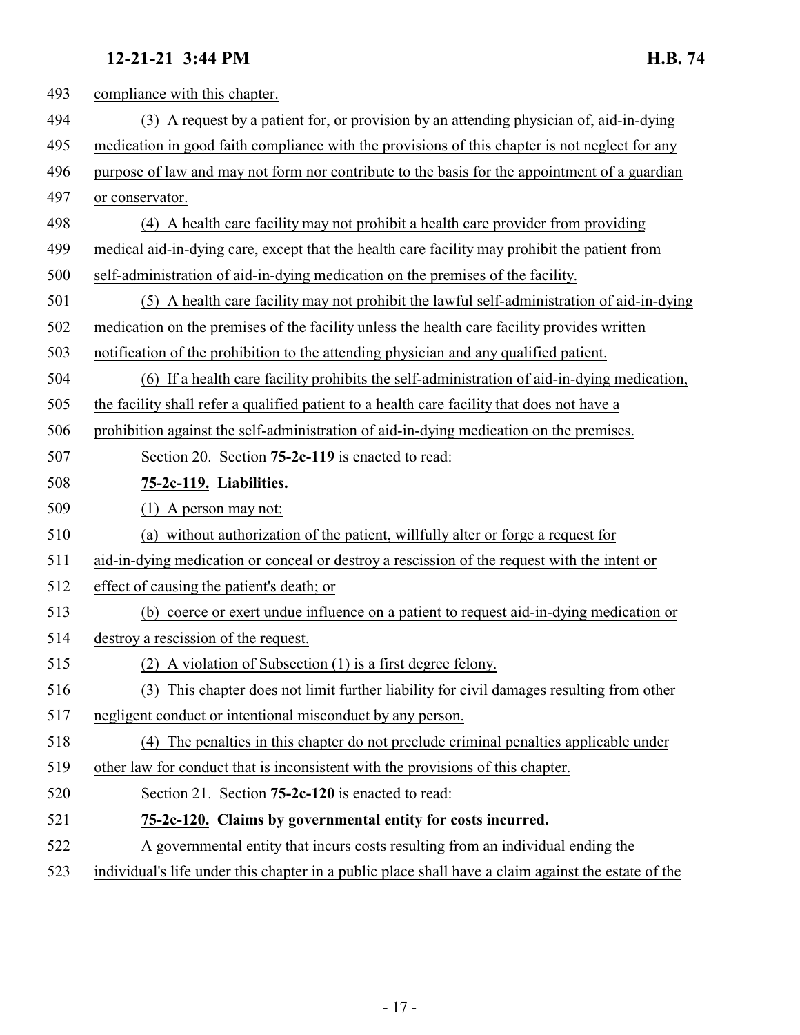compliance with this chapter.

(3) A request by a patient for, or provision by an attending physician of, aid-in-dying medication in good faith compliance with the provisions of this chapter is not neglect for any purpose of law and may not form nor contribute to the basis for the appointment of a guardian or conservator.

(4) A health care facility may not prohibit a health care provider from providing medical aid-in-dying care, except that the health care facility may prohibit the patient from self-administration of aid-in-dying medication on the premises of the facility.

(5) A health care facility may not prohibit the lawful self-administration of aid-in-dying medication on the premises of the facility unless the health care facility provides written notification of the prohibition to the attending physician and any qualified patient.

(6) If a health care facility prohibits the self-administration of aid-in-dying medication, the facility shall refer a qualified patient to a health care facility that does not have a prohibition against the self-administration of aid-in-dying medication on the premises.

Section 20. Section **75-2c-119** is enacted to read:

**75-2c-119. Liabilities.**

(1) A person may not:

(a) without authorization of the patient, willfully alter or forge a request for aid-in-dying medication or conceal or destroy a rescission of the request with the intent or effect of causing the patient's death; or

(b) coerce or exert undue influence on a patient to request aid-in-dying medication or destroy a rescission of the request.

(2) A violation of Subsection (1) is a first degree felony.

(3) This chapter does not limit further liability for civil damages resulting from other negligent conduct or intentional misconduct by any person.

(4) The penalties in this chapter do not preclude criminal penalties applicable under other law for conduct that is inconsistent with the provisions of this chapter.

Section 21. Section **75-2c-120** is enacted to read:

**75-2c-120. Claims by governmental entity for costs incurred.**

A governmental entity that incurs costs resulting from an individual ending the individual's life under this chapter in a public place shall have a claim against the estate of the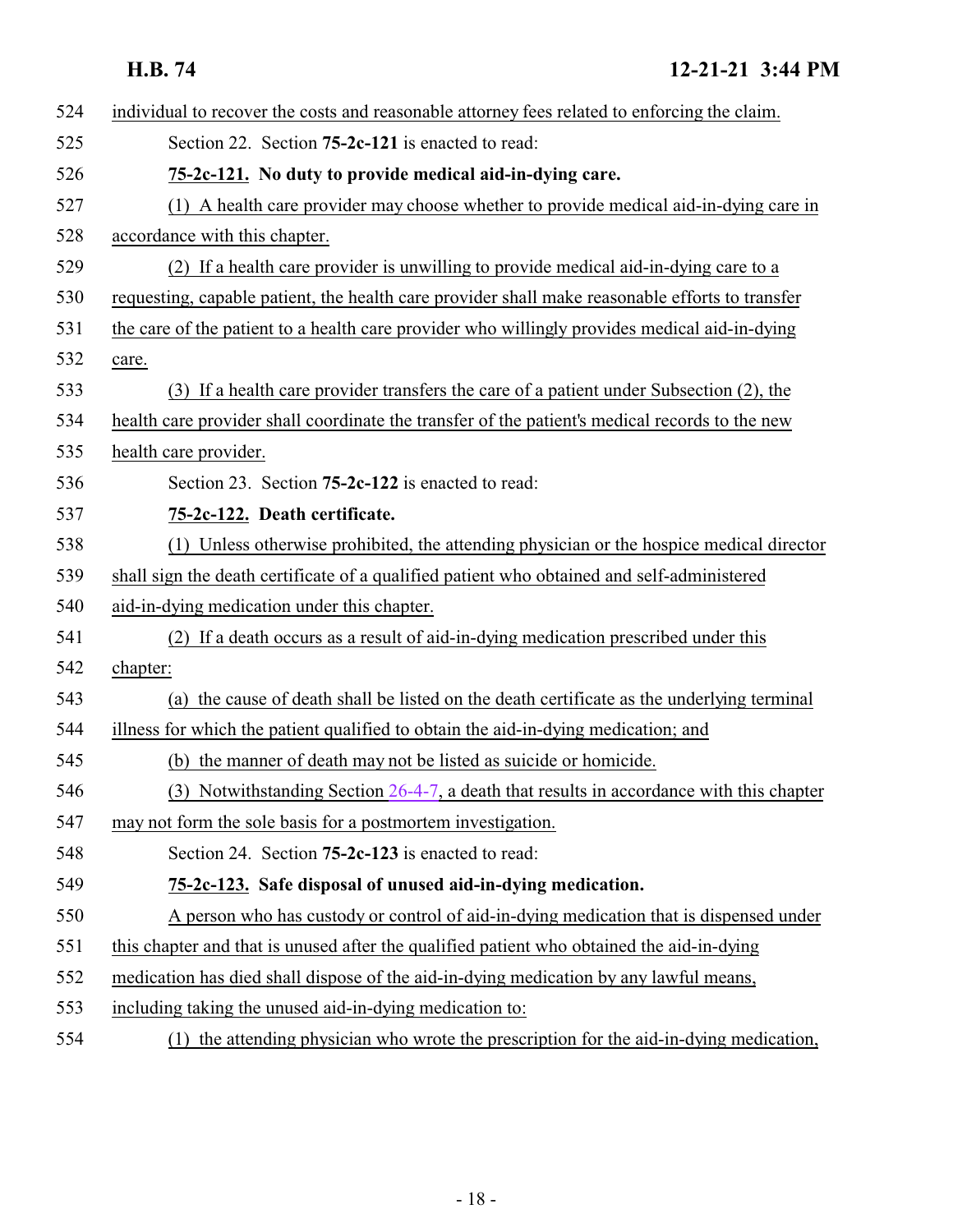individual to recover the costs and reasonable attorney fees related to enforcing the claim.

Section 22. Section **75-2c-121** is enacted to read:

**75-2c-121. No duty to provide medical aid-in-dying care.**

(1) A health care provider may choose whether to provide medical aid-in-dying care in accordance with this chapter.

(2) If a health care provider is unwilling to provide medical aid-in-dying care to a requesting, capable patient, the health care provider shall make reasonable efforts to transfer the care of the patient to a health care provider who willingly provides medical aid-in-dying care.

(3) If a health care provider transfers the care of a patient under Subsection (2), the health care provider shall coordinate the transfer of the patient's medical records to the new health care provider.

Section 23. Section **75-2c-122** is enacted to read:

**75-2c-122. Death certificate.**

(1) Unless otherwise prohibited, the attending physician or the hospice medical director shall sign the death certificate of a qualified patient who obtained and self-administered aid-in-dying medication under this chapter.

(2) If a death occurs as a result of aid-in-dying medication prescribed under this chapter:

(a) the cause of death shall be listed on the death certificate as the underlying terminal illness for which the patient qualified to obtain the aid-in-dying medication; and

(b) the manner of death may not be listed as suicide or homicide.

(3) Notwithstanding Section 26-4-7, a death that results in accordance with this chapter may not form the sole basis for a postmortem investigation.

Section 24. Section **75-2c-123** is enacted to read:

**75-2c-123. Safe disposal of unused aid-in-dying medication.**

A person who has custody or control of aid-in-dying medication that is dispensed under this chapter and that is unused after the qualified patient who obtained the aid-in-dying medication has died shall dispose of the aid-in-dying medication by any lawful means, including taking the unused aid-in-dying medication to:

(1) the attending physician who wrote the prescription for the aid-in-dying medication,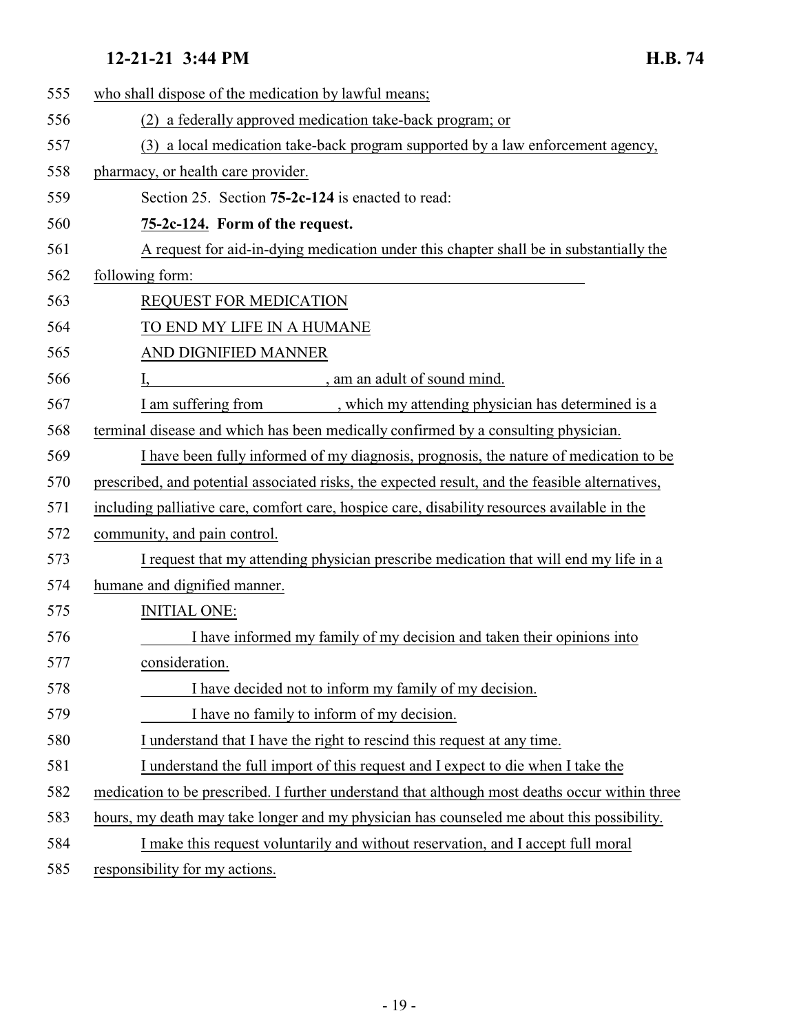who shall dispose of the medication by lawful means;

(2) a federally approved medication take-back program; or

(3) a local medication take-back program supported by a law enforcement agency, pharmacy, or health care provider.

Section 25. Section **75-2c-124** is enacted to read:

**75-2c-124. Form of the request.**

A request for aid-in-dying medication under this chapter shall be in substantially the following form:

REQUEST FOR MEDICATION
TO END MY LIFE IN A HUMANE
AND DIGNIFIED MANNER

I, ______________________, am an adult of sound mind.

I am suffering from __________, which my attending physician has determined is a terminal disease and which has been medically confirmed by a consulting physician.

I have been fully informed of my diagnosis, prognosis, the nature of medication to be prescribed, and potential associated risks, the expected result, and the feasible alternatives, including palliative care, comfort care, hospice care, disability resources available in the community, and pain control.

I request that my attending physician prescribe medication that will end my life in a humane and dignified manner.

INITIAL ONE:

_______ I have informed my family of my decision and taken their opinions into consideration.

_______ I have decided not to inform my family of my decision.

_______ I have no family to inform of my decision.

I understand that I have the right to rescind this request at any time.

I understand the full import of this request and I expect to die when I take the medication to be prescribed. I further understand that although most deaths occur within three hours, my death may take longer and my physician has counseled me about this possibility.

I make this request voluntarily and without reservation, and I accept full moral responsibility for my actions.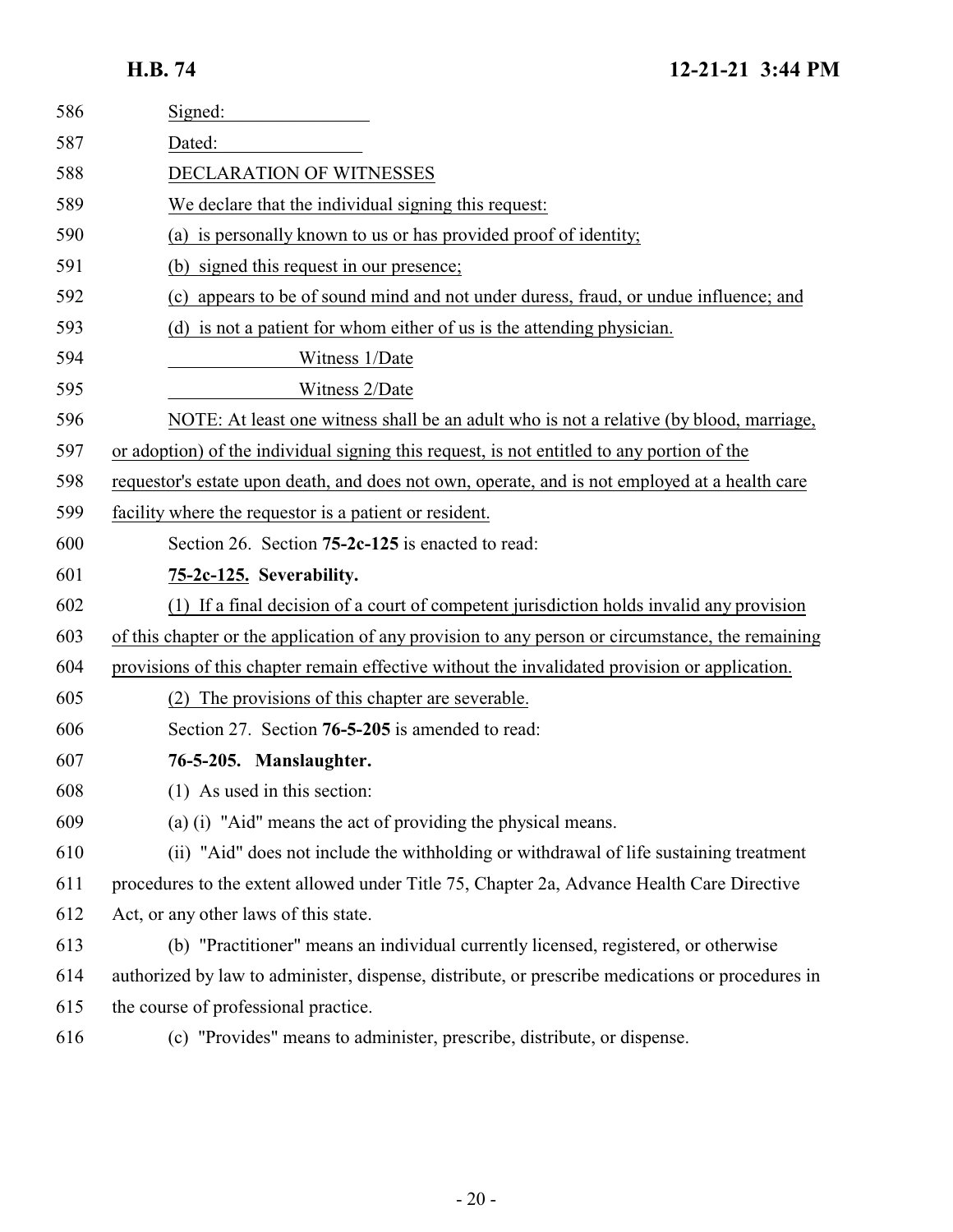Signed: ________________

Dated: ________________

DECLARATION OF WITNESSES

We declare that the individual signing this request:

(a) is personally known to us or has provided proof of identity;

(b) signed this request in our presence;

(c) appears to be of sound mind and not under duress, fraud, or undue influence; and

(d) is not a patient for whom either of us is the attending physician.

______________ Witness 1/Date

______________ Witness 2/Date

NOTE: At least one witness shall be an adult who is not a relative (by blood, marriage, or adoption) of the individual signing this request, is not entitled to any portion of the requestor's estate upon death, and does not own, operate, and is not employed at a health care facility where the requestor is a patient or resident.

Section 26. Section **75-2c-125** is enacted to read:

**75-2c-125. Severability.**

(1) If a final decision of a court of competent jurisdiction holds invalid any provision of this chapter or the application of any provision to any person or circumstance, the remaining provisions of this chapter remain effective without the invalidated provision or application.

(2) The provisions of this chapter are severable.

Section 27. Section **76-5-205** is amended to read:

**76-5-205. Manslaughter.**

(1) As used in this section:

(a) (i) "Aid" means the act of providing the physical means.

(ii) "Aid" does not include the withholding or withdrawal of life sustaining treatment procedures to the extent allowed under Title 75, Chapter 2a, Advance Health Care Directive Act, or any other laws of this state.

(b) "Practitioner" means an individual currently licensed, registered, or otherwise authorized by law to administer, dispense, distribute, or prescribe medications or procedures in the course of professional practice.

(c) "Provides" means to administer, prescribe, distribute, or dispense.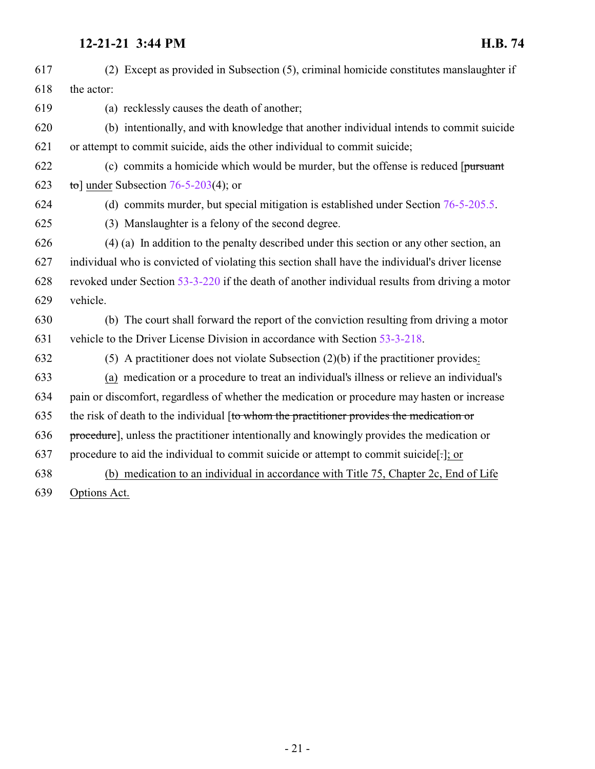(2) Except as provided in Subsection (5), criminal homicide constitutes manslaughter if the actor:

(a) recklessly causes the death of another;

(b) intentionally, and with knowledge that another individual intends to commit suicide or attempt to commit suicide, aids the other individual to commit suicide;

(c) commits a homicide which would be murder, but the offense is reduced [~~pursuant to~~] <u>under</u> Subsection 76-5-203(4); or

(d) commits murder, but special mitigation is established under Section 76-5-205.5.

(3) Manslaughter is a felony of the second degree.

(4) (a) In addition to the penalty described under this section or any other section, an individual who is convicted of violating this section shall have the individual's driver license revoked under Section 53-3-220 if the death of another individual results from driving a motor vehicle.

(b) The court shall forward the report of the conviction resulting from driving a motor vehicle to the Driver License Division in accordance with Section 53-3-218.

(5) A practitioner does not violate Subsection (2)(b) if the practitioner provides<u>:</u>

<u>(a)</u> medication or a procedure to treat an individual's illness or relieve an individual's pain or discomfort, regardless of whether the medication or procedure may hasten or increase the risk of death to the individual [~~to whom the practitioner provides the medication or procedure~~], unless the practitioner intentionally and knowingly provides the medication or procedure to aid the individual to commit suicide or attempt to commit suicide[~~.~~]<u>; or</u>

<u>(b) medication to an individual in accordance with Title 75, Chapter 2c, End of Life Options Act.</u>